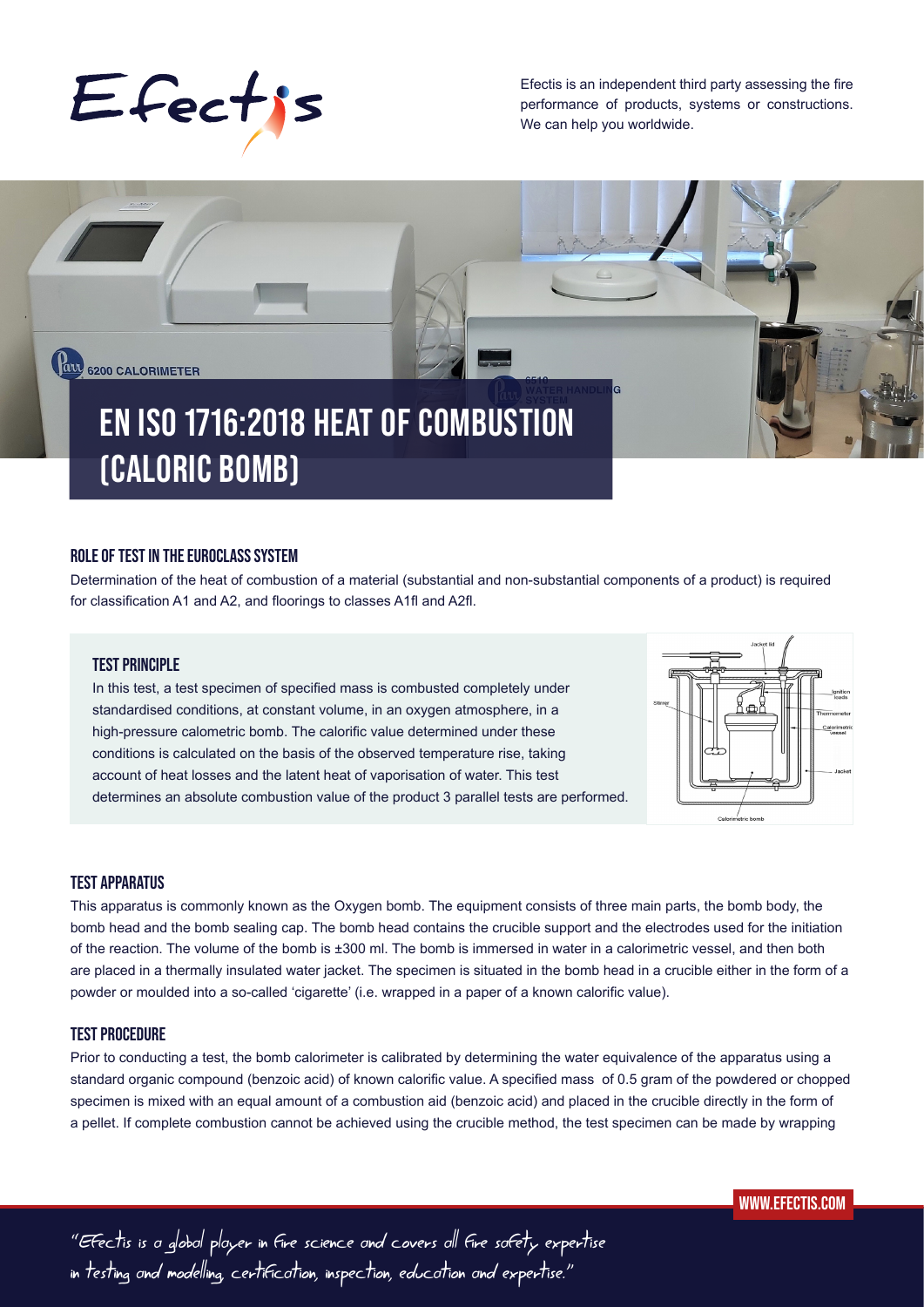Efectis

Efectis is an independent third party assessing the fire performance of products, systems or constructions. We can help you worldwide.

# EN ISO 1716:2018 HEAT OF COMBUSTION (CALORIC BOMB)

## ROLE OF TEST IN THE EUROCLASS SYSTEM

Determination of the heat of combustion of a material (substantial and non-substantial components of a product) is required for classification A1 and A2, and floorings to classes A1fl and A2fl.

## TEST PRINCIPLE

In this test, a test specimen of specified mass is combusted completely under standardised conditions, at constant volume, in an oxygen atmosphere, in a high-pressure calometric bomb. The calorific value determined under these conditions is calculated on the basis of the observed temperature rise, taking account of heat losses and the latent heat of vaporisation of water. This test determines an absolute combustion value of the product 3 parallel tests are performed.

## TEST APPARATUS

This apparatus is commonly known as the Oxygen bomb. The equipment consists of three main parts, the bomb body, the bomb head and the bomb sealing cap. The bomb head contains the crucible support and the electrodes used for the initiation of the reaction. The volume of the bomb is ±300 ml. The bomb is immersed in water in a calorimetric vessel, and then both are placed in a thermally insulated water jacket. The specimen is situated in the bomb head in a crucible either in the form of a powder or moulded into a so-called 'cigarette' (i.e. wrapped in a paper of a known calorific value).

## TEST PROCEDURE

Prior to conducting a test, the bomb calorimeter is calibrated by determining the water equivalence of the apparatus using a standard organic compound (benzoic acid) of known calorific value. A specified mass of 0.5 gram of the powdered or chopped specimen is mixed with an equal amount of a combustion aid (benzoic acid) and placed in the crucible directly in the form of a pellet. If complete combustion cannot be achieved using the crucible method, the test specimen can be made by wrapping

WWW.EFECTIS.COM

"Efectis is a global player in fire science and covers all fire safety expertise in testing and modelling, certification, inspection, education and expertise."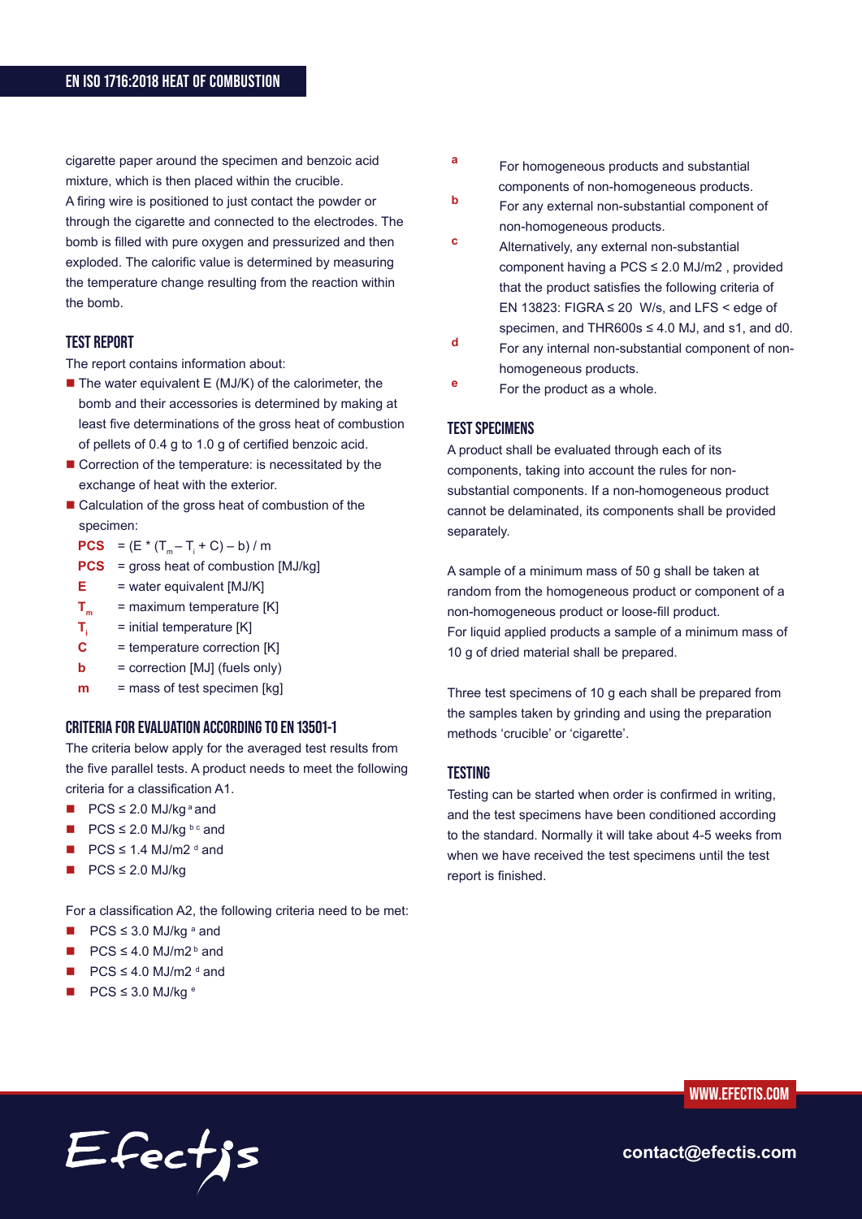cigarette paper around the specimen and benzoic acid mixture, which is then placed within the crucible.
A firing wire is positioned to just contact the powder or through the cigarette and connected to the electrodes. The bomb is filled with pure oxygen and pressurized and then exploded. The calorific value is determined by measuring the temperature change resulting from the reaction within the bomb.

## TEST REPORT

The report contains information about:

- The water equivalent E (MJ/K) of the calorimeter, the bomb and their accessories is determined by making at least five determinations of the gross heat of combustion of pellets of 0.4 g to 1.0 g of certified benzoic acid.
- Correction of the temperature: is necessitated by the exchange of heat with the exterior.
- Calculation of the gross heat of combustion of the specimen:

**PCS** = $(E * (T_m - T_i + C) - b) / m$
**PCS** = gross heat of combustion [MJ/kg]
**E** = water equivalent [MJ/K]
**$T_m$** = maximum temperature [K]
**$T_i$** = initial temperature [K]
**C** = temperature correction [K]
**b** = correction [MJ] (fuels only)
**m** = mass of test specimen [kg]

## CRITERIA FOR EVALUATION ACCORDING TO EN 13501-1

The criteria below apply for the averaged test results from the five parallel tests. A product needs to meet the following criteria for a classification A1.

- PCS ≤ 2.0 MJ/kg [a] and
- PCS ≤ 2.0 MJ/kg [b c] and
- PCS ≤ 1.4 MJ/m2 [d] and
- PCS ≤ 2.0 MJ/kg

For a classification A2, the following criteria need to be met:

- PCS ≤ 3.0 MJ/kg [a] and
- PCS ≤ 4.0 MJ/m2 [b] and
- PCS ≤ 4.0 MJ/m2 [d] and
- PCS ≤ 3.0 MJ/kg [e]

[a] For homogeneous products and substantial components of non-homogeneous products.
[b] For any external non-substantial component of non-homogeneous products.
[c] Alternatively, any external non-substantial component having a PCS ≤ 2.0 MJ/m2 , provided that the product satisfies the following criteria of EN 13823: FIGRA ≤ 20 W/s, and LFS < edge of specimen, and THR600s ≤ 4.0 MJ, and s1, and d0.
[d] For any internal non-substantial component of non-homogeneous products.
[e] For the product as a whole.

## TEST SPECIMENS

A product shall be evaluated through each of its components, taking into account the rules for non-substantial components. If a non-homogeneous product cannot be delaminated, its components shall be provided separately.

A sample of a minimum mass of 50 g shall be taken at random from the homogeneous product or component of a non-homogeneous product or loose-fill product.
For liquid applied products a sample of a minimum mass of 10 g of dried material shall be prepared.

Three test specimens of 10 g each shall be prepared from the samples taken by grinding and using the preparation methods 'crucible' or 'cigarette'.

## TESTING

Testing can be started when order is confirmed in writing, and the test specimens have been conditioned according to the standard. Normally it will take about 4-5 weeks from when we have received the test specimens until the test report is finished.